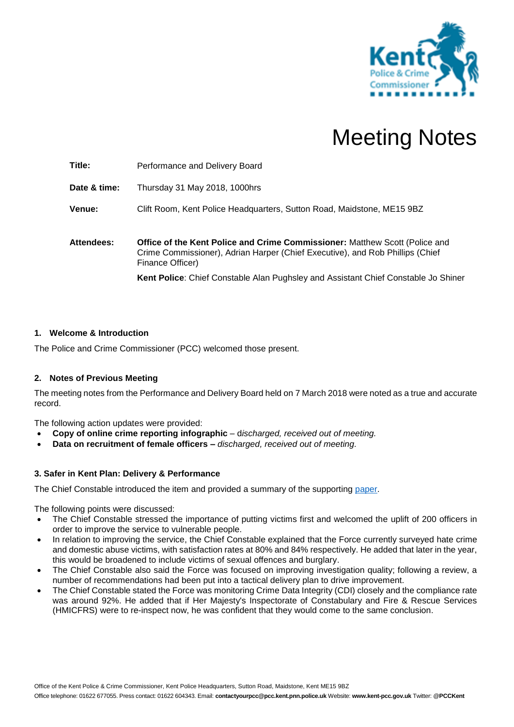# Meeting Notes

**Title:** Performance and Delivery Board

**Date & time:** Thursday 31 May 2018, 1000hrs

**Venue:** Clift Room, Kent Police Headquarters, Sutton Road, Maidstone, ME15 9BZ

**Attendees:** **Office of the Kent Police and Crime Commissioner:** Matthew Scott (Police and Crime Commissioner), Adrian Harper (Chief Executive), and Rob Phillips (Chief Finance Officer)

**Kent Police**: Chief Constable Alan Pughsley and Assistant Chief Constable Jo Shiner

## 1. Welcome & Introduction

The Police and Crime Commissioner (PCC) welcomed those present.

## 2. Notes of Previous Meeting

The meeting notes from the Performance and Delivery Board held on 7 March 2018 were noted as a true and accurate record.

The following action updates were provided:

- **Copy of online crime reporting infographic** – d*ischarged, received out of meeting.*
- **Data on recruitment of female officers –** *discharged, received out of meeting.*

## 3. Safer in Kent Plan: Delivery & Performance

The Chief Constable introduced the item and provided a summary of the supporting paper.

The following points were discussed:

- The Chief Constable stressed the importance of putting victims first and welcomed the uplift of 200 officers in order to improve the service to vulnerable people.
- In relation to improving the service, the Chief Constable explained that the Force currently surveyed hate crime and domestic abuse victims, with satisfaction rates at 80% and 84% respectively. He added that later in the year, this would be broadened to include victims of sexual offences and burglary.
- The Chief Constable also said the Force was focused on improving investigation quality; following a review, a number of recommendations had been put into a tactical delivery plan to drive improvement.
- The Chief Constable stated the Force was monitoring Crime Data Integrity (CDI) closely and the compliance rate was around 92%. He added that if Her Majesty's Inspectorate of Constabulary and Fire & Rescue Services (HMICFRS) were to re-inspect now, he was confident that they would come to the same conclusion.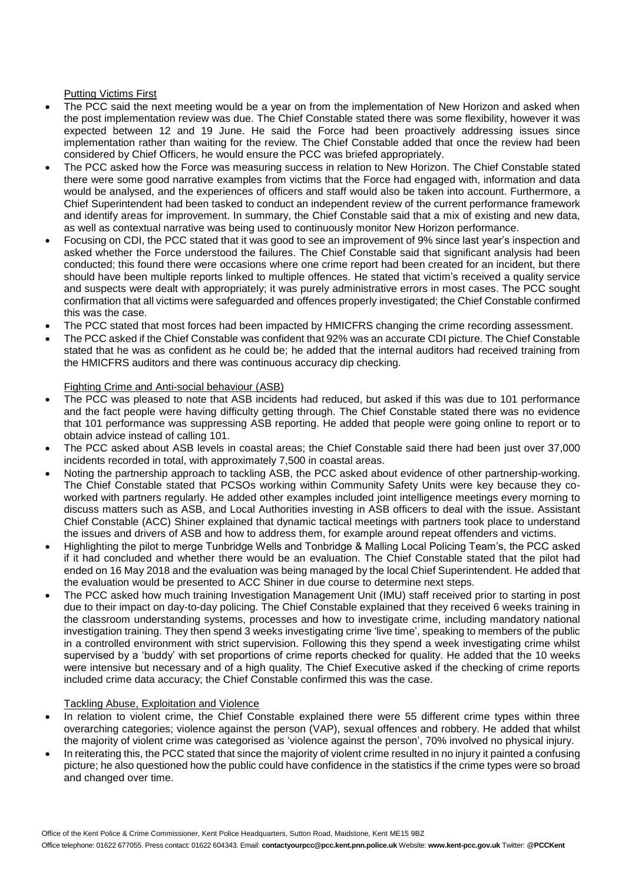Putting Victims First

- The PCC said the next meeting would be a year on from the implementation of New Horizon and asked when the post implementation review was due. The Chief Constable stated there was some flexibility, however it was expected between 12 and 19 June. He said the Force had been proactively addressing issues since implementation rather than waiting for the review. The Chief Constable added that once the review had been considered by Chief Officers, he would ensure the PCC was briefed appropriately.
- The PCC asked how the Force was measuring success in relation to New Horizon. The Chief Constable stated there were some good narrative examples from victims that the Force had engaged with, information and data would be analysed, and the experiences of officers and staff would also be taken into account. Furthermore, a Chief Superintendent had been tasked to conduct an independent review of the current performance framework and identify areas for improvement. In summary, the Chief Constable said that a mix of existing and new data, as well as contextual narrative was being used to continuously monitor New Horizon performance.
- Focusing on CDI, the PCC stated that it was good to see an improvement of 9% since last year's inspection and asked whether the Force understood the failures. The Chief Constable said that significant analysis had been conducted; this found there were occasions where one crime report had been created for an incident, but there should have been multiple reports linked to multiple offences. He stated that victim's received a quality service and suspects were dealt with appropriately; it was purely administrative errors in most cases. The PCC sought confirmation that all victims were safeguarded and offences properly investigated; the Chief Constable confirmed this was the case.
- The PCC stated that most forces had been impacted by HMICFRS changing the crime recording assessment.
- The PCC asked if the Chief Constable was confident that 92% was an accurate CDI picture. The Chief Constable stated that he was as confident as he could be; he added that the internal auditors had received training from the HMICFRS auditors and there was continuous accuracy dip checking.

Fighting Crime and Anti-social behaviour (ASB)

- The PCC was pleased to note that ASB incidents had reduced, but asked if this was due to 101 performance and the fact people were having difficulty getting through. The Chief Constable stated there was no evidence that 101 performance was suppressing ASB reporting. He added that people were going online to report or to obtain advice instead of calling 101.
- The PCC asked about ASB levels in coastal areas; the Chief Constable said there had been just over 37,000 incidents recorded in total, with approximately 7,500 in coastal areas.
- Noting the partnership approach to tackling ASB, the PCC asked about evidence of other partnership-working. The Chief Constable stated that PCSOs working within Community Safety Units were key because they co-worked with partners regularly. He added other examples included joint intelligence meetings every morning to discuss matters such as ASB, and Local Authorities investing in ASB officers to deal with the issue. Assistant Chief Constable (ACC) Shiner explained that dynamic tactical meetings with partners took place to understand the issues and drivers of ASB and how to address them, for example around repeat offenders and victims.
- Highlighting the pilot to merge Tunbridge Wells and Tonbridge & Malling Local Policing Team's, the PCC asked if it had concluded and whether there would be an evaluation. The Chief Constable stated that the pilot had ended on 16 May 2018 and the evaluation was being managed by the local Chief Superintendent. He added that the evaluation would be presented to ACC Shiner in due course to determine next steps.
- The PCC asked how much training Investigation Management Unit (IMU) staff received prior to starting in post due to their impact on day-to-day policing. The Chief Constable explained that they received 6 weeks training in the classroom understanding systems, processes and how to investigate crime, including mandatory national investigation training. They then spend 3 weeks investigating crime 'live time', speaking to members of the public in a controlled environment with strict supervision. Following this they spend a week investigating crime whilst supervised by a 'buddy' with set proportions of crime reports checked for quality. He added that the 10 weeks were intensive but necessary and of a high quality. The Chief Executive asked if the checking of crime reports included crime data accuracy; the Chief Constable confirmed this was the case.

Tackling Abuse, Exploitation and Violence

- In relation to violent crime, the Chief Constable explained there were 55 different crime types within three overarching categories; violence against the person (VAP), sexual offences and robbery. He added that whilst the majority of violent crime was categorised as 'violence against the person', 70% involved no physical injury.
- In reiterating this, the PCC stated that since the majority of violent crime resulted in no injury it painted a confusing picture; he also questioned how the public could have confidence in the statistics if the crime types were so broad and changed over time.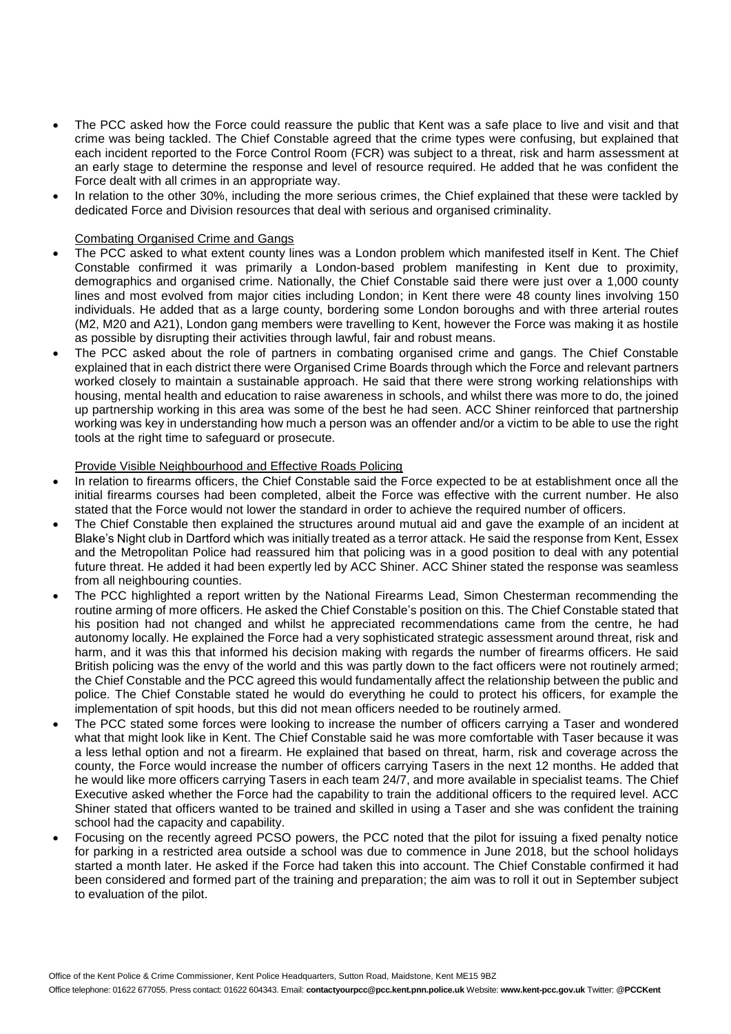- The PCC asked how the Force could reassure the public that Kent was a safe place to live and visit and that crime was being tackled. The Chief Constable agreed that the crime types were confusing, but explained that each incident reported to the Force Control Room (FCR) was subject to a threat, risk and harm assessment at an early stage to determine the response and level of resource required. He added that he was confident the Force dealt with all crimes in an appropriate way.
- In relation to the other 30%, including the more serious crimes, the Chief explained that these were tackled by dedicated Force and Division resources that deal with serious and organised criminality.

Combating Organised Crime and Gangs

- The PCC asked to what extent county lines was a London problem which manifested itself in Kent. The Chief Constable confirmed it was primarily a London-based problem manifesting in Kent due to proximity, demographics and organised crime. Nationally, the Chief Constable said there were just over a 1,000 county lines and most evolved from major cities including London; in Kent there were 48 county lines involving 150 individuals. He added that as a large county, bordering some London boroughs and with three arterial routes (M2, M20 and A21), London gang members were travelling to Kent, however the Force was making it as hostile as possible by disrupting their activities through lawful, fair and robust means.
- The PCC asked about the role of partners in combating organised crime and gangs. The Chief Constable explained that in each district there were Organised Crime Boards through which the Force and relevant partners worked closely to maintain a sustainable approach. He said that there were strong working relationships with housing, mental health and education to raise awareness in schools, and whilst there was more to do, the joined up partnership working in this area was some of the best he had seen. ACC Shiner reinforced that partnership working was key in understanding how much a person was an offender and/or a victim to be able to use the right tools at the right time to safeguard or prosecute.

Provide Visible Neighbourhood and Effective Roads Policing

- In relation to firearms officers, the Chief Constable said the Force expected to be at establishment once all the initial firearms courses had been completed, albeit the Force was effective with the current number. He also stated that the Force would not lower the standard in order to achieve the required number of officers.
- The Chief Constable then explained the structures around mutual aid and gave the example of an incident at Blake's Night club in Dartford which was initially treated as a terror attack. He said the response from Kent, Essex and the Metropolitan Police had reassured him that policing was in a good position to deal with any potential future threat. He added it had been expertly led by ACC Shiner. ACC Shiner stated the response was seamless from all neighbouring counties.
- The PCC highlighted a report written by the National Firearms Lead, Simon Chesterman recommending the routine arming of more officers. He asked the Chief Constable's position on this. The Chief Constable stated that his position had not changed and whilst he appreciated recommendations came from the centre, he had autonomy locally. He explained the Force had a very sophisticated strategic assessment around threat, risk and harm, and it was this that informed his decision making with regards the number of firearms officers. He said British policing was the envy of the world and this was partly down to the fact officers were not routinely armed; the Chief Constable and the PCC agreed this would fundamentally affect the relationship between the public and police. The Chief Constable stated he would do everything he could to protect his officers, for example the implementation of spit hoods, but this did not mean officers needed to be routinely armed.
- The PCC stated some forces were looking to increase the number of officers carrying a Taser and wondered what that might look like in Kent. The Chief Constable said he was more comfortable with Taser because it was a less lethal option and not a firearm. He explained that based on threat, harm, risk and coverage across the county, the Force would increase the number of officers carrying Tasers in the next 12 months. He added that he would like more officers carrying Tasers in each team 24/7, and more available in specialist teams. The Chief Executive asked whether the Force had the capability to train the additional officers to the required level. ACC Shiner stated that officers wanted to be trained and skilled in using a Taser and she was confident the training school had the capacity and capability.
- Focusing on the recently agreed PCSO powers, the PCC noted that the pilot for issuing a fixed penalty notice for parking in a restricted area outside a school was due to commence in June 2018, but the school holidays started a month later. He asked if the Force had taken this into account. The Chief Constable confirmed it had been considered and formed part of the training and preparation; the aim was to roll it out in September subject to evaluation of the pilot.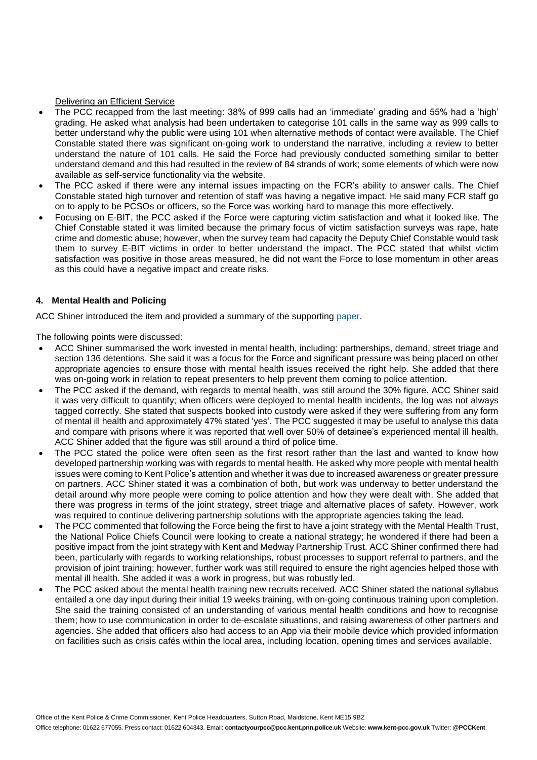Delivering an Efficient Service

- The PCC recapped from the last meeting: 38% of 999 calls had an 'immediate' grading and 55% had a 'high' grading. He asked what analysis had been undertaken to categorise 101 calls in the same way as 999 calls to better understand why the public were using 101 when alternative methods of contact were available. The Chief Constable stated there was significant on-going work to understand the narrative, including a review to better understand the nature of 101 calls. He said the Force had previously conducted something similar to better understand demand and this had resulted in the review of 84 strands of work; some elements of which were now available as self-service functionality via the website.
- The PCC asked if there were any internal issues impacting on the FCR's ability to answer calls. The Chief Constable stated high turnover and retention of staff was having a negative impact. He said many FCR staff go on to apply to be PCSOs or officers, so the Force was working hard to manage this more effectively.
- Focusing on E-BIT, the PCC asked if the Force were capturing victim satisfaction and what it looked like. The Chief Constable stated it was limited because the primary focus of victim satisfaction surveys was rape, hate crime and domestic abuse; however, when the survey team had capacity the Deputy Chief Constable would task them to survey E-BIT victims in order to better understand the impact. The PCC stated that whilst victim satisfaction was positive in those areas measured, he did not want the Force to lose momentum in other areas as this could have a negative impact and create risks.

**4. Mental Health and Policing**

ACC Shiner introduced the item and provided a summary of the supporting paper.

The following points were discussed:

- ACC Shiner summarised the work invested in mental health, including: partnerships, demand, street triage and section 136 detentions. She said it was a focus for the Force and significant pressure was being placed on other appropriate agencies to ensure those with mental health issues received the right help. She added that there was on-going work in relation to repeat presenters to help prevent them coming to police attention.
- The PCC asked if the demand, with regards to mental health, was still around the 30% figure. ACC Shiner said it was very difficult to quantify; when officers were deployed to mental health incidents, the log was not always tagged correctly. She stated that suspects booked into custody were asked if they were suffering from any form of mental ill health and approximately 47% stated 'yes'. The PCC suggested it may be useful to analyse this data and compare with prisons where it was reported that well over 50% of detainee's experienced mental ill health. ACC Shiner added that the figure was still around a third of police time.
- The PCC stated the police were often seen as the first resort rather than the last and wanted to know how developed partnership working was with regards to mental health. He asked why more people with mental health issues were coming to Kent Police's attention and whether it was due to increased awareness or greater pressure on partners. ACC Shiner stated it was a combination of both, but work was underway to better understand the detail around why more people were coming to police attention and how they were dealt with. She added that there was progress in terms of the joint strategy, street triage and alternative places of safety. However, work was required to continue delivering partnership solutions with the appropriate agencies taking the lead.
- The PCC commented that following the Force being the first to have a joint strategy with the Mental Health Trust, the National Police Chiefs Council were looking to create a national strategy; he wondered if there had been a positive impact from the joint strategy with Kent and Medway Partnership Trust. ACC Shiner confirmed there had been, particularly with regards to working relationships, robust processes to support referral to partners, and the provision of joint training; however, further work was still required to ensure the right agencies helped those with mental ill health. She added it was a work in progress, but was robustly led.
- The PCC asked about the mental health training new recruits received. ACC Shiner stated the national syllabus entailed a one day input during their initial 19 weeks training, with on-going continuous training upon completion. She said the training consisted of an understanding of various mental health conditions and how to recognise them; how to use communication in order to de-escalate situations, and raising awareness of other partners and agencies. She added that officers also had access to an App via their mobile device which provided information on facilities such as crisis cafés within the local area, including location, opening times and services available.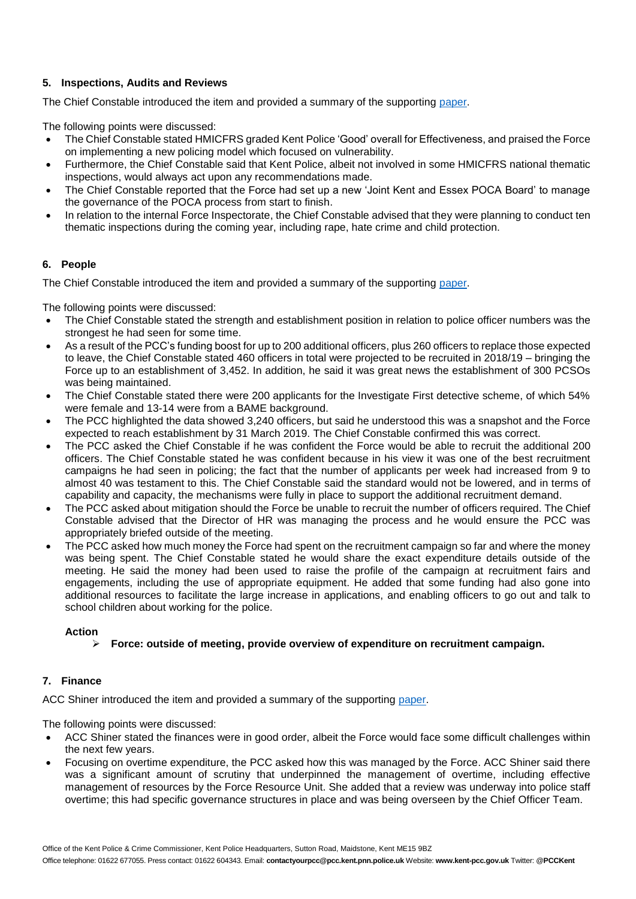## 5. Inspections, Audits and Reviews

The Chief Constable introduced the item and provided a summary of the supporting [paper](#).

The following points were discussed:

- The Chief Constable stated HMICFRS graded Kent Police 'Good' overall for Effectiveness, and praised the Force on implementing a new policing model which focused on vulnerability.
- Furthermore, the Chief Constable said that Kent Police, albeit not involved in some HMICFRS national thematic inspections, would always act upon any recommendations made.
- The Chief Constable reported that the Force had set up a new 'Joint Kent and Essex POCA Board' to manage the governance of the POCA process from start to finish.
- In relation to the internal Force Inspectorate, the Chief Constable advised that they were planning to conduct ten thematic inspections during the coming year, including rape, hate crime and child protection.

## 6. People

The Chief Constable introduced the item and provided a summary of the supporting [paper](#).

The following points were discussed:

- The Chief Constable stated the strength and establishment position in relation to police officer numbers was the strongest he had seen for some time.
- As a result of the PCC's funding boost for up to 200 additional officers, plus 260 officers to replace those expected to leave, the Chief Constable stated 460 officers in total were projected to be recruited in 2018/19 – bringing the Force up to an establishment of 3,452. In addition, he said it was great news the establishment of 300 PCSOs was being maintained.
- The Chief Constable stated there were 200 applicants for the Investigate First detective scheme, of which 54% were female and 13-14 were from a BAME background.
- The PCC highlighted the data showed 3,240 officers, but said he understood this was a snapshot and the Force expected to reach establishment by 31 March 2019. The Chief Constable confirmed this was correct.
- The PCC asked the Chief Constable if he was confident the Force would be able to recruit the additional 200 officers. The Chief Constable stated he was confident because in his view it was one of the best recruitment campaigns he had seen in policing; the fact that the number of applicants per week had increased from 9 to almost 40 was testament to this. The Chief Constable said the standard would not be lowered, and in terms of capability and capacity, the mechanisms were fully in place to support the additional recruitment demand.
- The PCC asked about mitigation should the Force be unable to recruit the number of officers required. The Chief Constable advised that the Director of HR was managing the process and he would ensure the PCC was appropriately briefed outside of the meeting.
- The PCC asked how much money the Force had spent on the recruitment campaign so far and where the money was being spent. The Chief Constable stated he would share the exact expenditure details outside of the meeting. He said the money had been used to raise the profile of the campaign at recruitment fairs and engagements, including the use of appropriate equipment. He added that some funding had also gone into additional resources to facilitate the large increase in applications, and enabling officers to go out and talk to school children about working for the police.

**Action**

- **Force: outside of meeting, provide overview of expenditure on recruitment campaign.**

## 7. Finance

ACC Shiner introduced the item and provided a summary of the supporting [paper](#).

The following points were discussed:

- ACC Shiner stated the finances were in good order, albeit the Force would face some difficult challenges within the next few years.
- Focusing on overtime expenditure, the PCC asked how this was managed by the Force. ACC Shiner said there was a significant amount of scrutiny that underpinned the management of overtime, including effective management of resources by the Force Resource Unit. She added that a review was underway into police staff overtime; this had specific governance structures in place and was being overseen by the Chief Officer Team.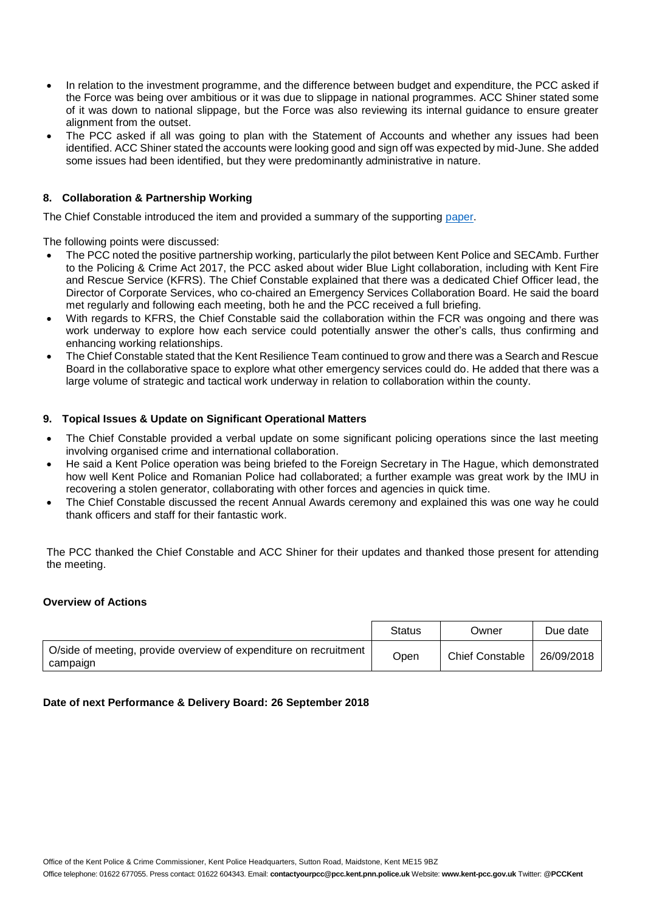- In relation to the investment programme, and the difference between budget and expenditure, the PCC asked if the Force was being over ambitious or it was due to slippage in national programmes. ACC Shiner stated some of it was down to national slippage, but the Force was also reviewing its internal guidance to ensure greater alignment from the outset.
- The PCC asked if all was going to plan with the Statement of Accounts and whether any issues had been identified. ACC Shiner stated the accounts were looking good and sign off was expected by mid-June. She added some issues had been identified, but they were predominantly administrative in nature.

### 8. Collaboration & Partnership Working

The Chief Constable introduced the item and provided a summary of the supporting paper.

The following points were discussed:

- The PCC noted the positive partnership working, particularly the pilot between Kent Police and SECAmb. Further to the Policing & Crime Act 2017, the PCC asked about wider Blue Light collaboration, including with Kent Fire and Rescue Service (KFRS). The Chief Constable explained that there was a dedicated Chief Officer lead, the Director of Corporate Services, who co-chaired an Emergency Services Collaboration Board. He said the board met regularly and following each meeting, both he and the PCC received a full briefing.
- With regards to KFRS, the Chief Constable said the collaboration within the FCR was ongoing and there was work underway to explore how each service could potentially answer the other's calls, thus confirming and enhancing working relationships.
- The Chief Constable stated that the Kent Resilience Team continued to grow and there was a Search and Rescue Board in the collaborative space to explore what other emergency services could do. He added that there was a large volume of strategic and tactical work underway in relation to collaboration within the county.

### 9. Topical Issues & Update on Significant Operational Matters

- The Chief Constable provided a verbal update on some significant policing operations since the last meeting involving organised crime and international collaboration.
- He said a Kent Police operation was being briefed to the Foreign Secretary in The Hague, which demonstrated how well Kent Police and Romanian Police had collaborated; a further example was great work by the IMU in recovering a stolen generator, collaborating with other forces and agencies in quick time.
- The Chief Constable discussed the recent Annual Awards ceremony and explained this was one way he could thank officers and staff for their fantastic work.

The PCC thanked the Chief Constable and ACC Shiner for their updates and thanked those present for attending the meeting.

**Overview of Actions**

| | Status | Owner | Due date |
|---|---|---|---|
| O/side of meeting, provide overview of expenditure on recruitment campaign | Open | Chief Constable | 26/09/2018 |

**Date of next Performance & Delivery Board: 26 September 2018**

Office of the Kent Police & Crime Commissioner, Kent Police Headquarters, Sutton Road, Maidstone, Kent ME15 9BZ
Office telephone: 01622 677055. Press contact: 01622 604343. Email: **contactyourpcc@pcc.kent.pnn.police.uk** Website: **www.kent-pcc.gov.uk** Twitter: @**PCCKent**